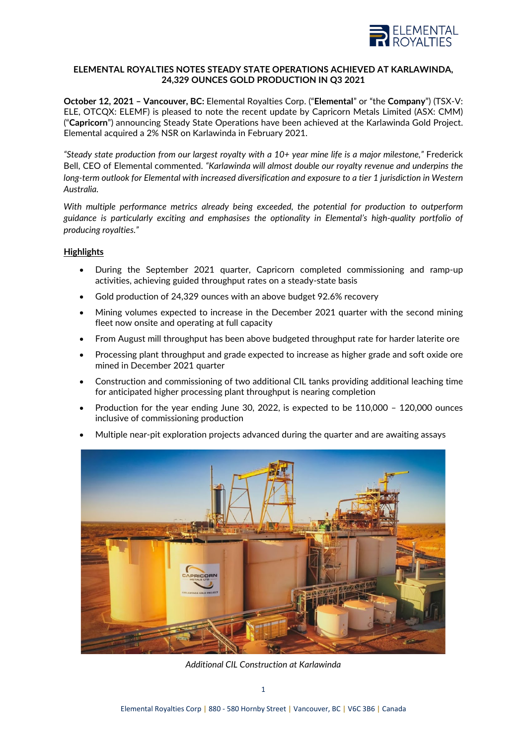# ELEMENTAL ROYALTIES NOTES STEADY STATE OPERATIONS ACHIEVED AT KARLAWINDA, 24,329 OUNCES GOLD PRODUCTION IN Q3 2021

**October 12, 2021 – Vancouver, BC:** Elemental Royalties Corp. ("**Elemental**" or "the **Company**") (TSX-V: ELE, OTCQX: ELEMF) is pleased to note the recent update by Capricorn Metals Limited (ASX: CMM) ("**Capricorn**") announcing Steady State Operations have been achieved at the Karlawinda Gold Project. Elemental acquired a 2% NSR on Karlawinda in February 2021.

*"Steady state production from our largest royalty with a 10+ year mine life is a major milestone,"* Frederick Bell, CEO of Elemental commented. *"Karlawinda will almost double our royalty revenue and underpins the long-term outlook for Elemental with increased diversification and exposure to a tier 1 jurisdiction in Western Australia.*

*With multiple performance metrics already being exceeded, the potential for production to outperform guidance is particularly exciting and emphasises the optionality in Elemental's high-quality portfolio of producing royalties."*

## Highlights

- During the September 2021 quarter, Capricorn completed commissioning and ramp-up activities, achieving guided throughput rates on a steady-state basis
- Gold production of 24,329 ounces with an above budget 92.6% recovery
- Mining volumes expected to increase in the December 2021 quarter with the second mining fleet now onsite and operating at full capacity
- From August mill throughput has been above budgeted throughput rate for harder laterite ore
- Processing plant throughput and grade expected to increase as higher grade and soft oxide ore mined in December 2021 quarter
- Construction and commissioning of two additional CIL tanks providing additional leaching time for anticipated higher processing plant throughput is nearing completion
- Production for the year ending June 30, 2022, is expected to be 110,000 – 120,000 ounces inclusive of commissioning production
- Multiple near-pit exploration projects advanced during the quarter and are awaiting assays

*Additional CIL Construction at Karlawinda*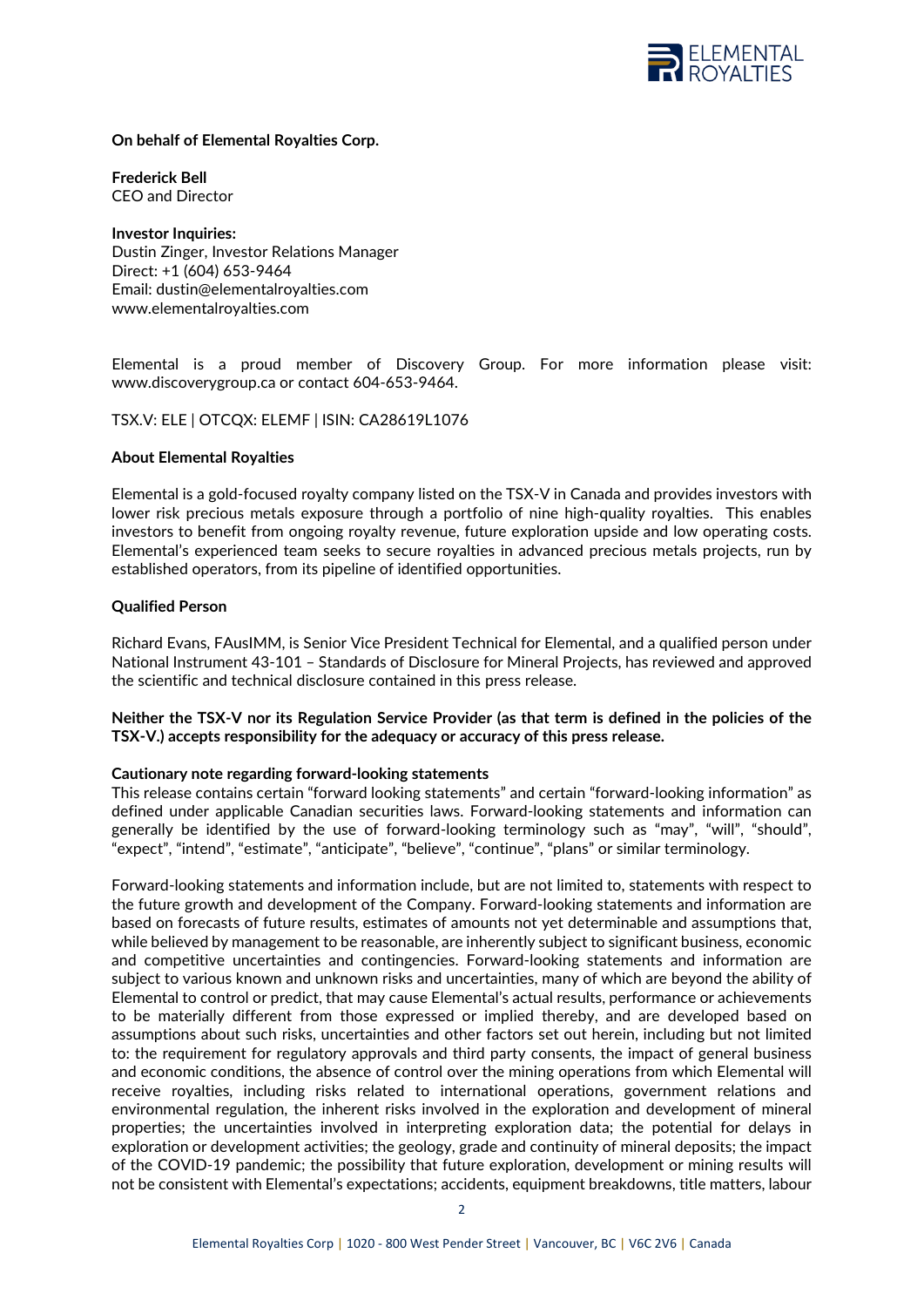**On behalf of Elemental Royalties Corp.**

**Frederick Bell**
CEO and Director

**Investor Inquiries:**
Dustin Zinger, Investor Relations Manager
Direct: +1 (604) 653-9464
Email: dustin@elementalroyalties.com
www.elementalroyalties.com

Elemental is a proud member of Discovery Group. For more information please visit: www.discoverygroup.ca or contact 604-653-9464.

TSX.V: ELE | OTCQX: ELEMF | ISIN: CA28619L1076

**About Elemental Royalties**

Elemental is a gold-focused royalty company listed on the TSX-V in Canada and provides investors with lower risk precious metals exposure through a portfolio of nine high-quality royalties. This enables investors to benefit from ongoing royalty revenue, future exploration upside and low operating costs. Elemental's experienced team seeks to secure royalties in advanced precious metals projects, run by established operators, from its pipeline of identified opportunities.

**Qualified Person**

Richard Evans, FAusIMM, is Senior Vice President Technical for Elemental, and a qualified person under National Instrument 43-101 – Standards of Disclosure for Mineral Projects, has reviewed and approved the scientific and technical disclosure contained in this press release.

**Neither the TSX-V nor its Regulation Service Provider (as that term is defined in the policies of the TSX-V.) accepts responsibility for the adequacy or accuracy of this press release.**

**Cautionary note regarding forward-looking statements**

This release contains certain "forward looking statements" and certain "forward-looking information" as defined under applicable Canadian securities laws. Forward-looking statements and information can generally be identified by the use of forward-looking terminology such as "may", "will", "should", "expect", "intend", "estimate", "anticipate", "believe", "continue", "plans" or similar terminology.

Forward-looking statements and information include, but are not limited to, statements with respect to the future growth and development of the Company. Forward-looking statements and information are based on forecasts of future results, estimates of amounts not yet determinable and assumptions that, while believed by management to be reasonable, are inherently subject to significant business, economic and competitive uncertainties and contingencies. Forward-looking statements and information are subject to various known and unknown risks and uncertainties, many of which are beyond the ability of Elemental to control or predict, that may cause Elemental's actual results, performance or achievements to be materially different from those expressed or implied thereby, and are developed based on assumptions about such risks, uncertainties and other factors set out herein, including but not limited to: the requirement for regulatory approvals and third party consents, the impact of general business and economic conditions, the absence of control over the mining operations from which Elemental will receive royalties, including risks related to international operations, government relations and environmental regulation, the inherent risks involved in the exploration and development of mineral properties; the uncertainties involved in interpreting exploration data; the potential for delays in exploration or development activities; the geology, grade and continuity of mineral deposits; the impact of the COVID-19 pandemic; the possibility that future exploration, development or mining results will not be consistent with Elemental's expectations; accidents, equipment breakdowns, title matters, labour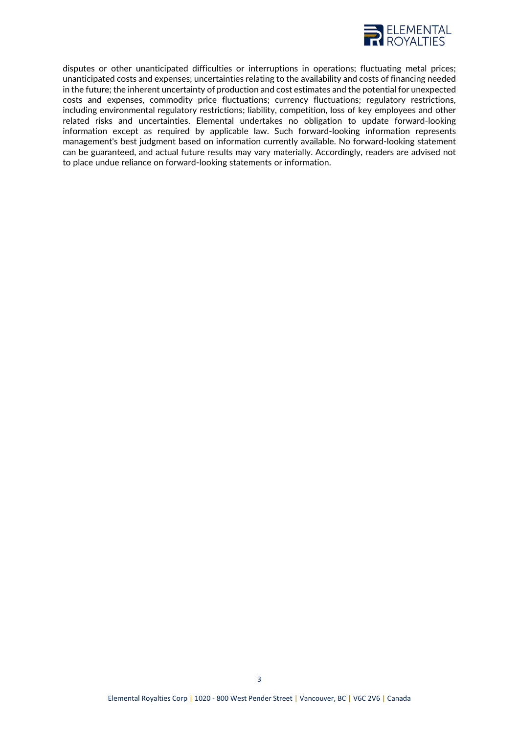disputes or other unanticipated difficulties or interruptions in operations; fluctuating metal prices; unanticipated costs and expenses; uncertainties relating to the availability and costs of financing needed in the future; the inherent uncertainty of production and cost estimates and the potential for unexpected costs and expenses, commodity price fluctuations; currency fluctuations; regulatory restrictions, including environmental regulatory restrictions; liability, competition, loss of key employees and other related risks and uncertainties. Elemental undertakes no obligation to update forward-looking information except as required by applicable law. Such forward-looking information represents management's best judgment based on information currently available. No forward-looking statement can be guaranteed, and actual future results may vary materially. Accordingly, readers are advised not to place undue reliance on forward-looking statements or information.